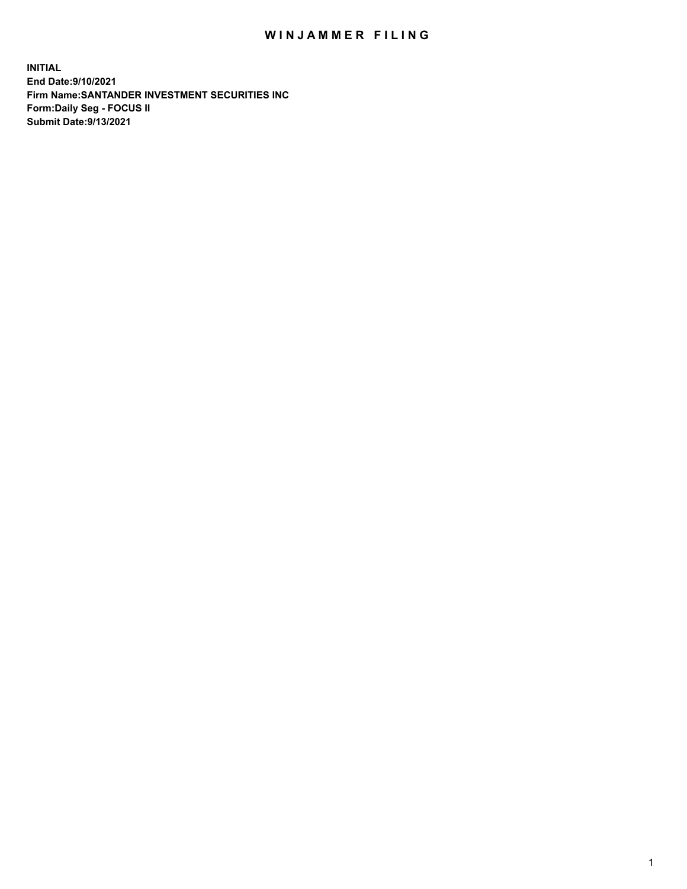# WINJAMMER FILING

**INITIAL**
**End Date:9/10/2021**
**Firm Name:SANTANDER INVESTMENT SECURITIES INC**
**Form:Daily Seg - FOCUS II**
**Submit Date:9/13/2021**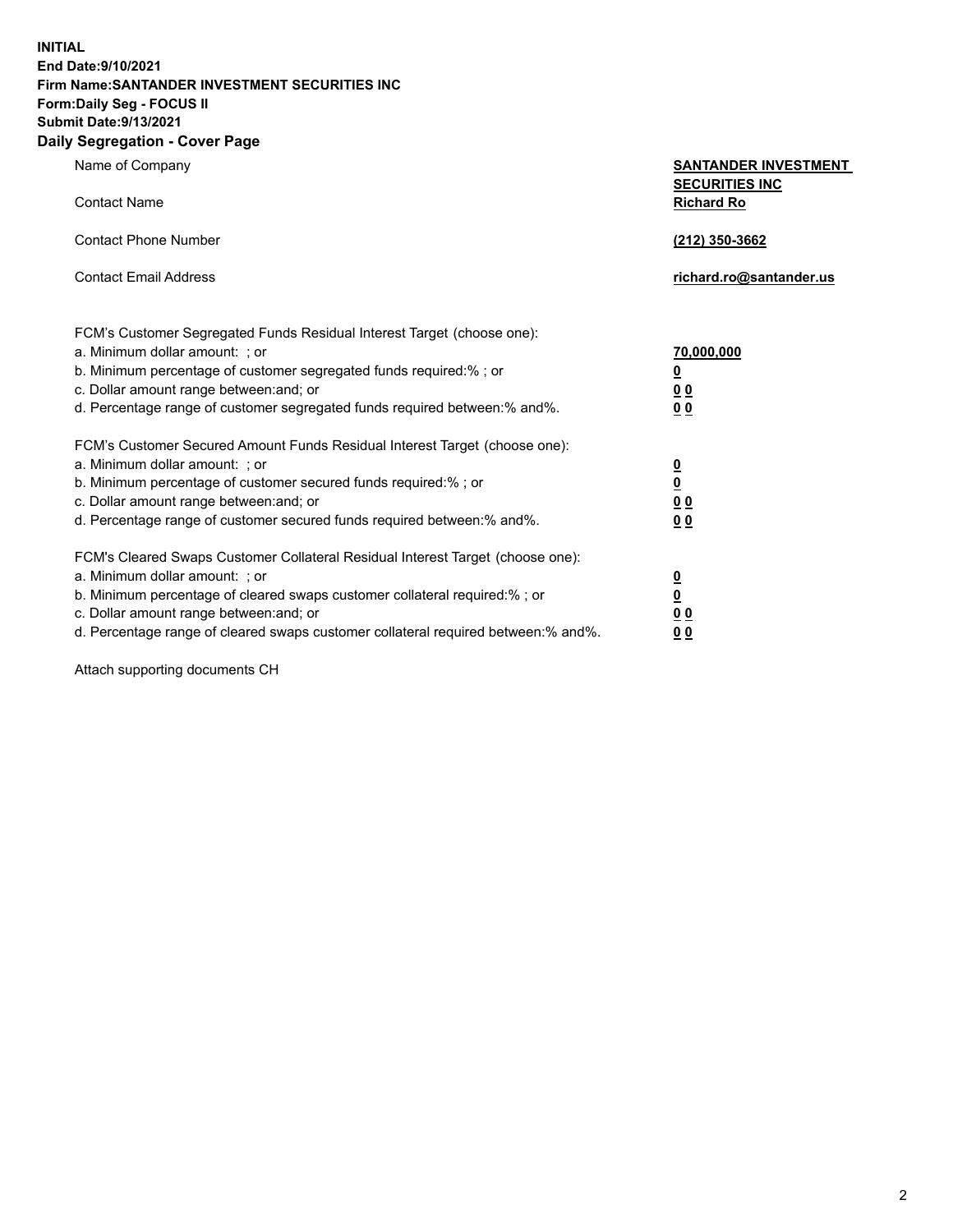**INITIAL**
**End Date:9/10/2021**
**Firm Name:SANTANDER INVESTMENT SECURITIES INC**
**Form:Daily Seg - FOCUS II**
**Submit Date:9/13/2021**

## Daily Segregation - Cover Page

| | |
|---|---|
| Name of Company | **SANTANDER INVESTMENT SECURITIES INC** |
| Contact Name | **Richard Ro** |
| Contact Phone Number | **(212) 350-3662** |
| Contact Email Address | **richard.ro@santander.us** |

FCM's Customer Segregated Funds Residual Interest Target (choose one):

| | |
|---|---|
| a. Minimum dollar amount: ; or | **70,000,000** |
| b. Minimum percentage of customer segregated funds required:% ; or | **0** |
| c. Dollar amount range between:and; or | **0 0** |
| d. Percentage range of customer segregated funds required between:% and%. | **0 0** |

FCM's Customer Secured Amount Funds Residual Interest Target (choose one):

| | |
|---|---|
| a. Minimum dollar amount: ; or | **0** |
| b. Minimum percentage of customer secured funds required:% ; or | **0** |
| c. Dollar amount range between:and; or | **0 0** |
| d. Percentage range of customer secured funds required between:% and%. | **0 0** |

FCM's Cleared Swaps Customer Collateral Residual Interest Target (choose one):

| | |
|---|---|
| a. Minimum dollar amount: ; or | **0** |
| b. Minimum percentage of cleared swaps customer collateral required:% ; or | **0** |
| c. Dollar amount range between:and; or | **0 0** |
| d. Percentage range of cleared swaps customer collateral required between:% and%. | **0 0** |

Attach supporting documents CH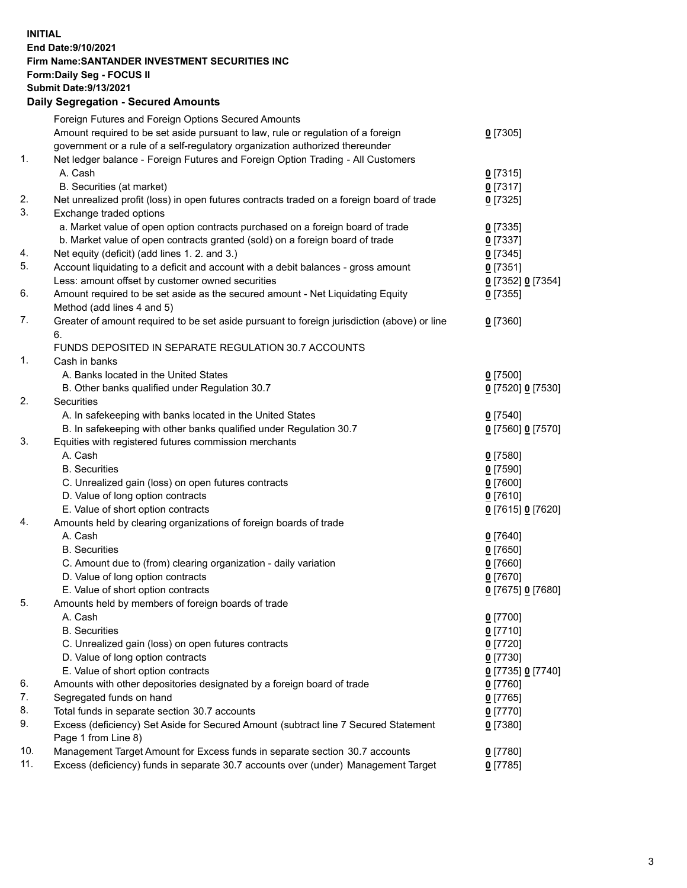**INITIAL**
**End Date:9/10/2021**
**Firm Name:SANTANDER INVESTMENT SECURITIES INC**
**Form:Daily Seg - FOCUS II**
**Submit Date:9/13/2021**

## Daily Segregation - Secured Amounts

| | | |
|---|---|---|
| | Foreign Futures and Foreign Options Secured Amounts | |
| | Amount required to be set aside pursuant to law, rule or regulation of a foreign government or a rule of a self-regulatory organization authorized thereunder | **0** [7305] |
| 1. | Net ledger balance - Foreign Futures and Foreign Option Trading - All Customers | |
| | A. Cash | **0** [7315] |
| | B. Securities (at market) | **0** [7317] |
| 2. | Net unrealized profit (loss) in open futures contracts traded on a foreign board of trade | **0** [7325] |
| 3. | Exchange traded options | |
| | a. Market value of open option contracts purchased on a foreign board of trade | **0** [7335] |
| | b. Market value of open contracts granted (sold) on a foreign board of trade | **0** [7337] |
| 4. | Net equity (deficit) (add lines 1. 2. and 3.) | **0** [7345] |
| 5. | Account liquidating to a deficit and account with a debit balances - gross amount | **0** [7351] |
| | Less: amount offset by customer owned securities | **0** [7352] **0** [7354] |
| 6. | Amount required to be set aside as the secured amount - Net Liquidating Equity Method (add lines 4 and 5) | **0** [7355] |
| 7. | Greater of amount required to be set aside pursuant to foreign jurisdiction (above) or line 6. | **0** [7360] |
| | FUNDS DEPOSITED IN SEPARATE REGULATION 30.7 ACCOUNTS | |
| 1. | Cash in banks | |
| | A. Banks located in the United States | **0** [7500] |
| | B. Other banks qualified under Regulation 30.7 | **0** [7520] **0** [7530] |
| 2. | Securities | |
| | A. In safekeeping with banks located in the United States | **0** [7540] |
| | B. In safekeeping with other banks qualified under Regulation 30.7 | **0** [7560] **0** [7570] |
| 3. | Equities with registered futures commission merchants | |
| | A. Cash | **0** [7580] |
| | B. Securities | **0** [7590] |
| | C. Unrealized gain (loss) on open futures contracts | **0** [7600] |
| | D. Value of long option contracts | **0** [7610] |
| | E. Value of short option contracts | **0** [7615] **0** [7620] |
| 4. | Amounts held by clearing organizations of foreign boards of trade | |
| | A. Cash | **0** [7640] |
| | B. Securities | **0** [7650] |
| | C. Amount due to (from) clearing organization - daily variation | **0** [7660] |
| | D. Value of long option contracts | **0** [7670] |
| | E. Value of short option contracts | **0** [7675] **0** [7680] |
| 5. | Amounts held by members of foreign boards of trade | |
| | A. Cash | **0** [7700] |
| | B. Securities | **0** [7710] |
| | C. Unrealized gain (loss) on open futures contracts | **0** [7720] |
| | D. Value of long option contracts | **0** [7730] |
| | E. Value of short option contracts | **0** [7735] **0** [7740] |
| 6. | Amounts with other depositories designated by a foreign board of trade | **0** [7760] |
| 7. | Segregated funds on hand | **0** [7765] |
| 8. | Total funds in separate section 30.7 accounts | **0** [7770] |
| 9. | Excess (deficiency) Set Aside for Secured Amount (subtract line 7 Secured Statement Page 1 from Line 8) | **0** [7380] |
| 10. | Management Target Amount for Excess funds in separate section 30.7 accounts | **0** [7780] |
| 11. | Excess (deficiency) funds in separate 30.7 accounts over (under) Management Target | **0** [7785] |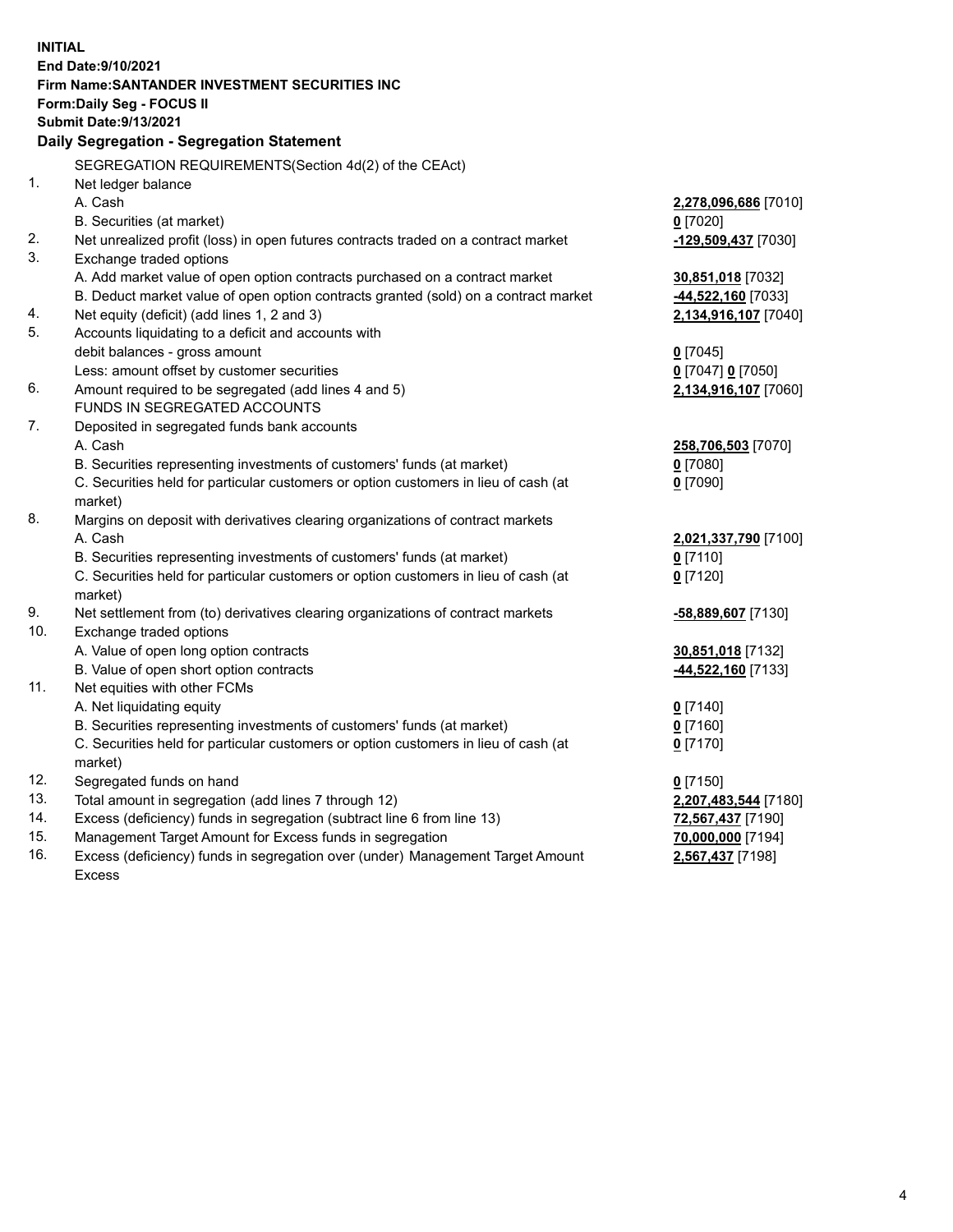**INITIAL**
**End Date:9/10/2021**
**Firm Name:SANTANDER INVESTMENT SECURITIES INC**
**Form:Daily Seg - FOCUS II**
**Submit Date:9/13/2021**

**Daily Segregation - Segregation Statement**

SEGREGATION REQUIREMENTS(Section 4d(2) of the CEAct)

| | | |
|---|---|---|
| 1. | Net ledger balance | |
| | A. Cash | **2,278,096,686** [7010] |
| | B. Securities (at market) | **0** [7020] |
| 2. | Net unrealized profit (loss) in open futures contracts traded on a contract market | **-129,509,437** [7030] |
| 3. | Exchange traded options | |
| | A. Add market value of open option contracts purchased on a contract market | **30,851,018** [7032] |
| | B. Deduct market value of open option contracts granted (sold) on a contract market | **-44,522,160** [7033] |
| 4. | Net equity (deficit) (add lines 1, 2 and 3) | **2,134,916,107** [7040] |
| 5. | Accounts liquidating to a deficit and accounts with | |
| | debit balances - gross amount | **0** [7045] |
| | Less: amount offset by customer securities | **0** [7047] **0** [7050] |
| 6. | Amount required to be segregated (add lines 4 and 5) | **2,134,916,107** [7060] |
| | FUNDS IN SEGREGATED ACCOUNTS | |
| 7. | Deposited in segregated funds bank accounts | |
| | A. Cash | **258,706,503** [7070] |
| | B. Securities representing investments of customers' funds (at market) | **0** [7080] |
| | C. Securities held for particular customers or option customers in lieu of cash (at market) | **0** [7090] |
| 8. | Margins on deposit with derivatives clearing organizations of contract markets | |
| | A. Cash | **2,021,337,790** [7100] |
| | B. Securities representing investments of customers' funds (at market) | **0** [7110] |
| | C. Securities held for particular customers or option customers in lieu of cash (at market) | **0** [7120] |
| 9. | Net settlement from (to) derivatives clearing organizations of contract markets | **-58,889,607** [7130] |
| 10. | Exchange traded options | |
| | A. Value of open long option contracts | **30,851,018** [7132] |
| | B. Value of open short option contracts | **-44,522,160** [7133] |
| 11. | Net equities with other FCMs | |
| | A. Net liquidating equity | **0** [7140] |
| | B. Securities representing investments of customers' funds (at market) | **0** [7160] |
| | C. Securities held for particular customers or option customers in lieu of cash (at market) | **0** [7170] |
| 12. | Segregated funds on hand | **0** [7150] |
| 13. | Total amount in segregation (add lines 7 through 12) | **2,207,483,544** [7180] |
| 14. | Excess (deficiency) funds in segregation (subtract line 6 from line 13) | **72,567,437** [7190] |
| 15. | Management Target Amount for Excess funds in segregation | **70,000,000** [7194] |
| 16. | Excess (deficiency) funds in segregation over (under) Management Target Amount Excess | **2,567,437** [7198] |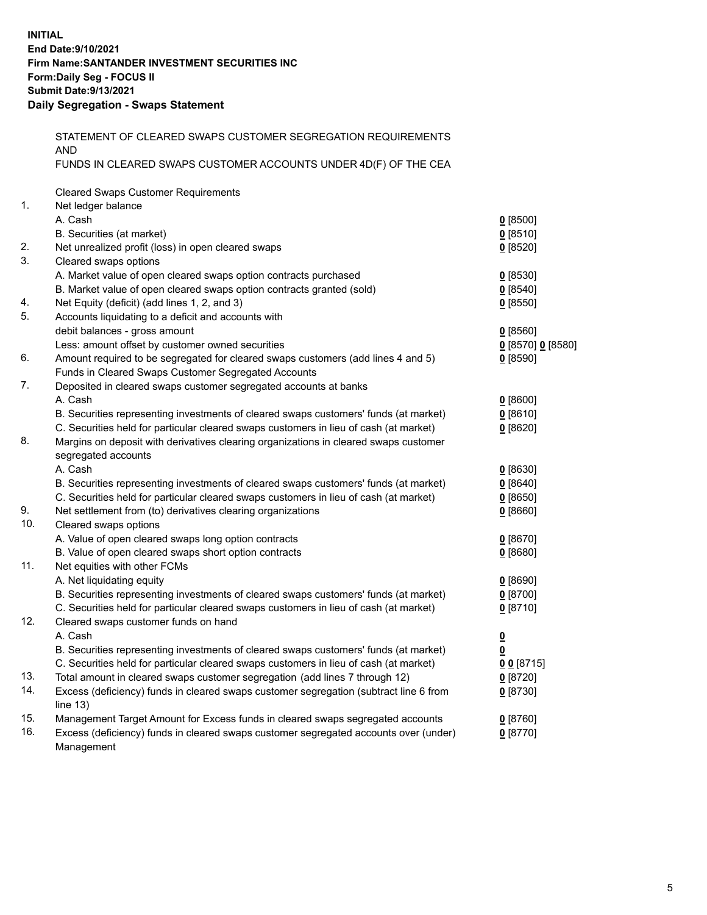**INITIAL**
**End Date:9/10/2021**
**Firm Name:SANTANDER INVESTMENT SECURITIES INC**
**Form:Daily Seg - FOCUS II**
**Submit Date:9/13/2021**
**Daily Segregation - Swaps Statement**

STATEMENT OF CLEARED SWAPS CUSTOMER SEGREGATION REQUIREMENTS AND FUNDS IN CLEARED SWAPS CUSTOMER ACCOUNTS UNDER 4D(F) OF THE CEA

| | | |
|---|---|---|
| | Cleared Swaps Customer Requirements | |
| 1. | Net ledger balance | |
| | A. Cash | 0 [8500] |
| | B. Securities (at market) | 0 [8510] |
| 2. | Net unrealized profit (loss) in open cleared swaps | 0 [8520] |
| 3. | Cleared swaps options | |
| | A. Market value of open cleared swaps option contracts purchased | 0 [8530] |
| | B. Market value of open cleared swaps option contracts granted (sold) | 0 [8540] |
| 4. | Net Equity (deficit) (add lines 1, 2, and 3) | 0 [8550] |
| 5. | Accounts liquidating to a deficit and accounts with debit balances - gross amount | 0 [8560] |
| | Less: amount offset by customer owned securities | 0 [8570] 0 [8580] |
| 6. | Amount required to be segregated for cleared swaps customers (add lines 4 and 5) | 0 [8590] |
| | Funds in Cleared Swaps Customer Segregated Accounts | |
| 7. | Deposited in cleared swaps customer segregated accounts at banks | |
| | A. Cash | 0 [8600] |
| | B. Securities representing investments of cleared swaps customers' funds (at market) | 0 [8610] |
| | C. Securities held for particular cleared swaps customers in lieu of cash (at market) | 0 [8620] |
| 8. | Margins on deposit with derivatives clearing organizations in cleared swaps customer segregated accounts | |
| | A. Cash | 0 [8630] |
| | B. Securities representing investments of cleared swaps customers' funds (at market) | 0 [8640] |
| | C. Securities held for particular cleared swaps customers in lieu of cash (at market) | 0 [8650] |
| 9. | Net settlement from (to) derivatives clearing organizations | 0 [8660] |
| 10. | Cleared swaps options | |
| | A. Value of open cleared swaps long option contracts | 0 [8670] |
| | B. Value of open cleared swaps short option contracts | 0 [8680] |
| 11. | Net equities with other FCMs | |
| | A. Net liquidating equity | 0 [8690] |
| | B. Securities representing investments of cleared swaps customers' funds (at market) | 0 [8700] |
| | C. Securities held for particular cleared swaps customers in lieu of cash (at market) | 0 [8710] |
| 12. | Cleared swaps customer funds on hand | |
| | A. Cash | 0 |
| | B. Securities representing investments of cleared swaps customers' funds (at market) | 0 |
| | C. Securities held for particular cleared swaps customers in lieu of cash (at market) | 0 0 [8715] |
| 13. | Total amount in cleared swaps customer segregation (add lines 7 through 12) | 0 [8720] |
| 14. | Excess (deficiency) funds in cleared swaps customer segregation (subtract line 6 from line 13) | 0 [8730] |
| 15. | Management Target Amount for Excess funds in cleared swaps segregated accounts | 0 [8760] |
| 16. | Excess (deficiency) funds in cleared swaps customer segregated accounts over (under) Management | 0 [8770] |